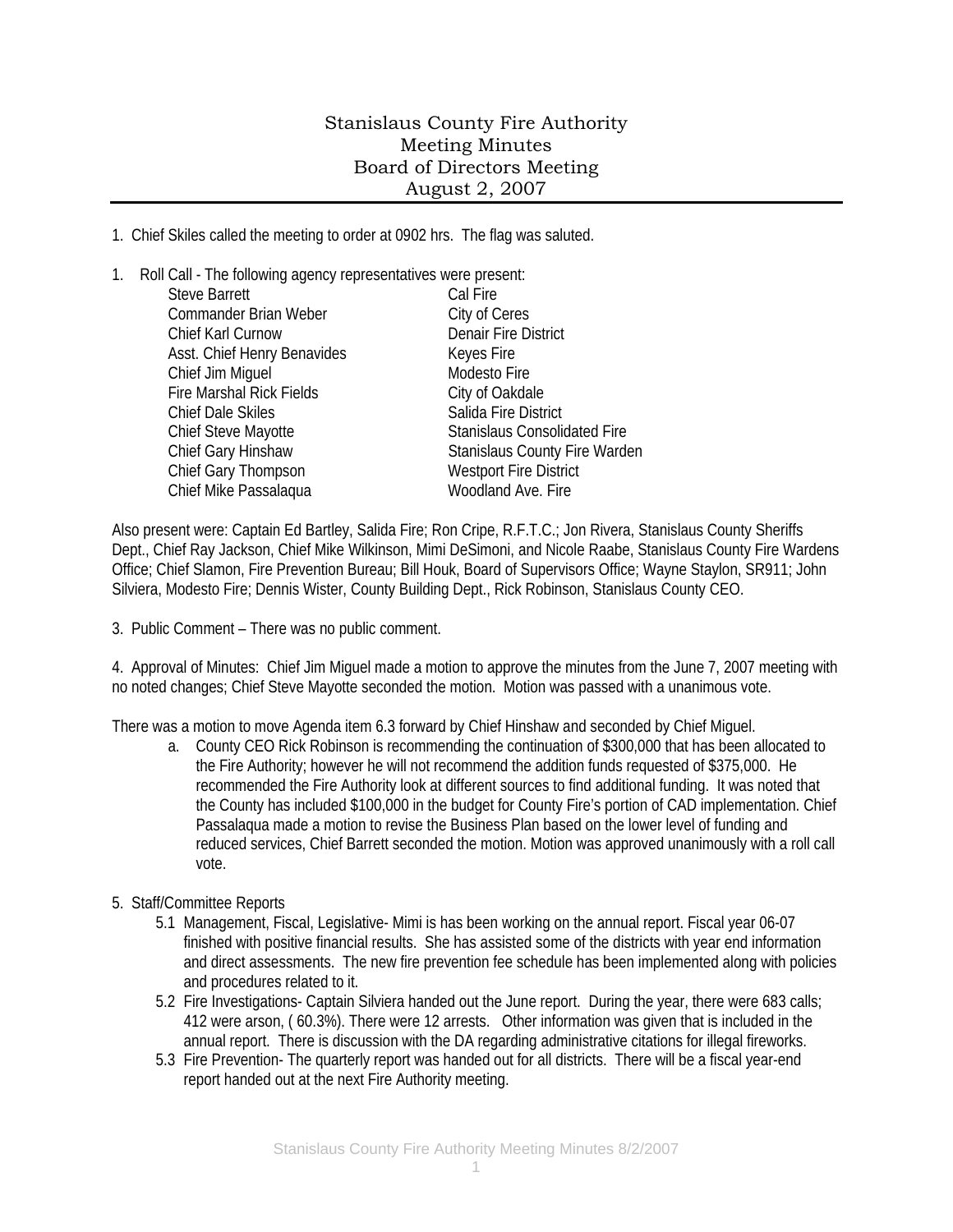# Stanislaus County Fire Authority
## Meeting Minutes
## Board of Directors Meeting
## August 2, 2007

1. Chief Skiles called the meeting to order at 0902 hrs. The flag was saluted.

1. Roll Call - The following agency representatives were present:

| | |
|---|---|
| Steve Barrett | Cal Fire |
| Commander Brian Weber | City of Ceres |
| Chief Karl Curnow | Denair Fire District |
| Asst. Chief Henry Benavides | Keyes Fire |
| Chief Jim Miguel | Modesto Fire |
| Fire Marshal Rick Fields | City of Oakdale |
| Chief Dale Skiles | Salida Fire District |
| Chief Steve Mayotte | Stanislaus Consolidated Fire |
| Chief Gary Hinshaw | Stanislaus County Fire Warden |
| Chief Gary Thompson | Westport Fire District |
| Chief Mike Passalaqua | Woodland Ave. Fire |

Also present were: Captain Ed Bartley, Salida Fire; Ron Cripe, R.F.T.C.; Jon Rivera, Stanislaus County Sheriffs Dept., Chief Ray Jackson, Chief Mike Wilkinson, Mimi DeSimoni, and Nicole Raabe, Stanislaus County Fire Wardens Office; Chief Slamon, Fire Prevention Bureau; Bill Houk, Board of Supervisors Office; Wayne Staylon, SR911; John Silviera, Modesto Fire; Dennis Wister, County Building Dept., Rick Robinson, Stanislaus County CEO.

3. Public Comment – There was no public comment.

4. Approval of Minutes: Chief Jim Miguel made a motion to approve the minutes from the June 7, 2007 meeting with no noted changes; Chief Steve Mayotte seconded the motion. Motion was passed with a unanimous vote.

There was a motion to move Agenda item 6.3 forward by Chief Hinshaw and seconded by Chief Miguel.

a. County CEO Rick Robinson is recommending the continuation of $300,000 that has been allocated to the Fire Authority; however he will not recommend the addition funds requested of $375,000. He recommended the Fire Authority look at different sources to find additional funding. It was noted that the County has included $100,000 in the budget for County Fire's portion of CAD implementation. Chief Passalaqua made a motion to revise the Business Plan based on the lower level of funding and reduced services, Chief Barrett seconded the motion. Motion was approved unanimously with a roll call vote.

5. Staff/Committee Reports

5.1 Management, Fiscal, Legislative- Mimi is has been working on the annual report. Fiscal year 06-07 finished with positive financial results. She has assisted some of the districts with year end information and direct assessments. The new fire prevention fee schedule has been implemented along with policies and procedures related to it.

5.2 Fire Investigations- Captain Silviera handed out the June report. During the year, there were 683 calls; 412 were arson, ( 60.3%). There were 12 arrests. Other information was given that is included in the annual report. There is discussion with the DA regarding administrative citations for illegal fireworks.

5.3 Fire Prevention- The quarterly report was handed out for all districts. There will be a fiscal year-end report handed out at the next Fire Authority meeting.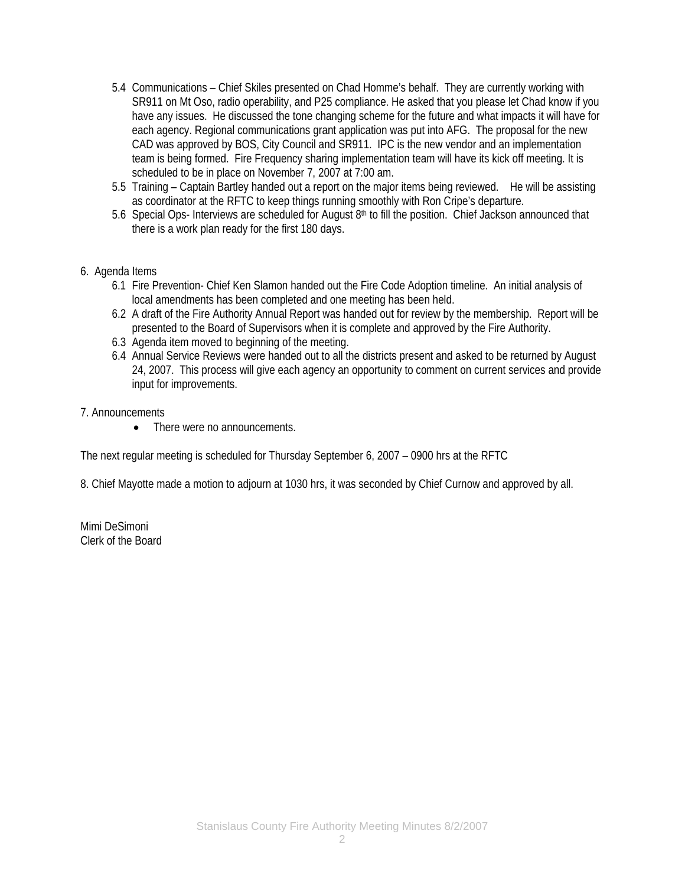5.4 Communications – Chief Skiles presented on Chad Homme's behalf. They are currently working with SR911 on Mt Oso, radio operability, and P25 compliance. He asked that you please let Chad know if you have any issues. He discussed the tone changing scheme for the future and what impacts it will have for each agency. Regional communications grant application was put into AFG. The proposal for the new CAD was approved by BOS, City Council and SR911. IPC is the new vendor and an implementation team is being formed. Fire Frequency sharing implementation team will have its kick off meeting. It is scheduled to be in place on November 7, 2007 at 7:00 am.

5.5 Training – Captain Bartley handed out a report on the major items being reviewed. He will be assisting as coordinator at the RFTC to keep things running smoothly with Ron Cripe's departure.

5.6 Special Ops- Interviews are scheduled for August 8th to fill the position. Chief Jackson announced that there is a work plan ready for the first 180 days.

6. Agenda Items

6.1 Fire Prevention- Chief Ken Slamon handed out the Fire Code Adoption timeline. An initial analysis of local amendments has been completed and one meeting has been held.

6.2 A draft of the Fire Authority Annual Report was handed out for review by the membership. Report will be presented to the Board of Supervisors when it is complete and approved by the Fire Authority.

6.3 Agenda item moved to beginning of the meeting.

6.4 Annual Service Reviews were handed out to all the districts present and asked to be returned by August 24, 2007. This process will give each agency an opportunity to comment on current services and provide input for improvements.

7. Announcements

- There were no announcements.

The next regular meeting is scheduled for Thursday September 6, 2007 – 0900 hrs at the RFTC

8. Chief Mayotte made a motion to adjourn at 1030 hrs, it was seconded by Chief Curnow and approved by all.

Mimi DeSimoni
Clerk of the Board